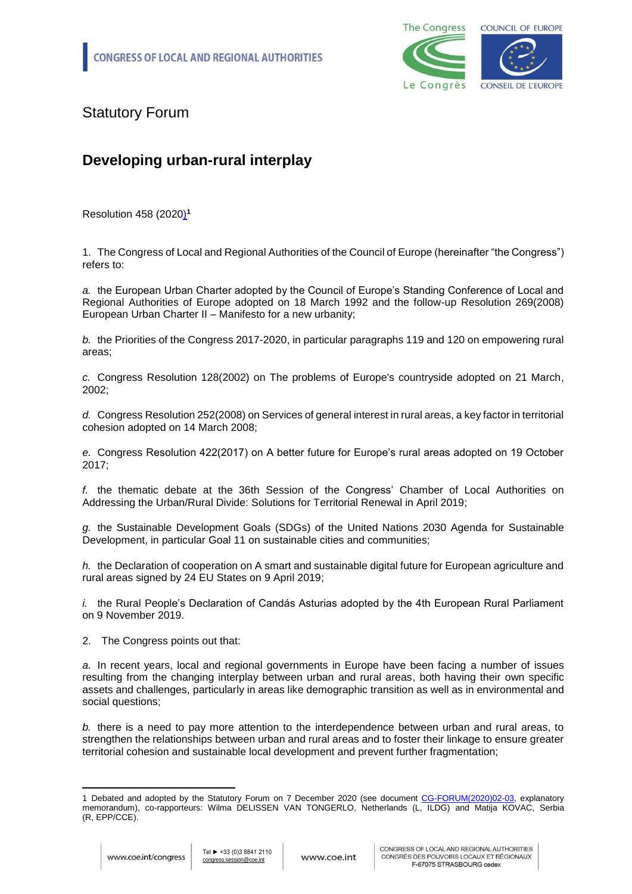Statutory Forum

# Developing urban-rural interplay

Resolution 458 (2020)[1]

1. The Congress of Local and Regional Authorities of the Council of Europe (hereinafter "the Congress") refers to:

*a.* the European Urban Charter adopted by the Council of Europe's Standing Conference of Local and Regional Authorities of Europe adopted on 18 March 1992 and the follow-up Resolution 269(2008) European Urban Charter II – Manifesto for a new urbanity;

*b.* the Priorities of the Congress 2017-2020, in particular paragraphs 119 and 120 on empowering rural areas;

*c.* Congress Resolution 128(2002) on The problems of Europe's countryside adopted on 21 March, 2002;

*d.* Congress Resolution 252(2008) on Services of general interest in rural areas, a key factor in territorial cohesion adopted on 14 March 2008;

*e.* Congress Resolution 422(2017) on A better future for Europe's rural areas adopted on 19 October 2017;

*f.* the thematic debate at the 36th Session of the Congress' Chamber of Local Authorities on Addressing the Urban/Rural Divide: Solutions for Territorial Renewal in April 2019;

*g.* the Sustainable Development Goals (SDGs) of the United Nations 2030 Agenda for Sustainable Development, in particular Goal 11 on sustainable cities and communities;

*h.* the Declaration of cooperation on A smart and sustainable digital future for European agriculture and rural areas signed by 24 EU States on 9 April 2019;

*i.* the Rural People's Declaration of Candás Asturias adopted by the 4th European Rural Parliament on 9 November 2019.

2. The Congress points out that:

*a.* In recent years, local and regional governments in Europe have been facing a number of issues resulting from the changing interplay between urban and rural areas, both having their own specific assets and challenges, particularly in areas like demographic transition as well as in environmental and social questions;

*b.* there is a need to pay more attention to the interdependence between urban and rural areas, to strengthen the relationships between urban and rural areas and to foster their linkage to ensure greater territorial cohesion and sustainable local development and prevent further fragmentation;

---

1 Debated and adopted by the Statutory Forum on 7 December 2020 (see document CG-FORUM(2020)02-03, explanatory memorandum), co-rapporteurs: Wilma DELISSEN VAN TONGERLO, Netherlands (L, ILDG) and Matija KOVAC, Serbia (R, EPP/CCE).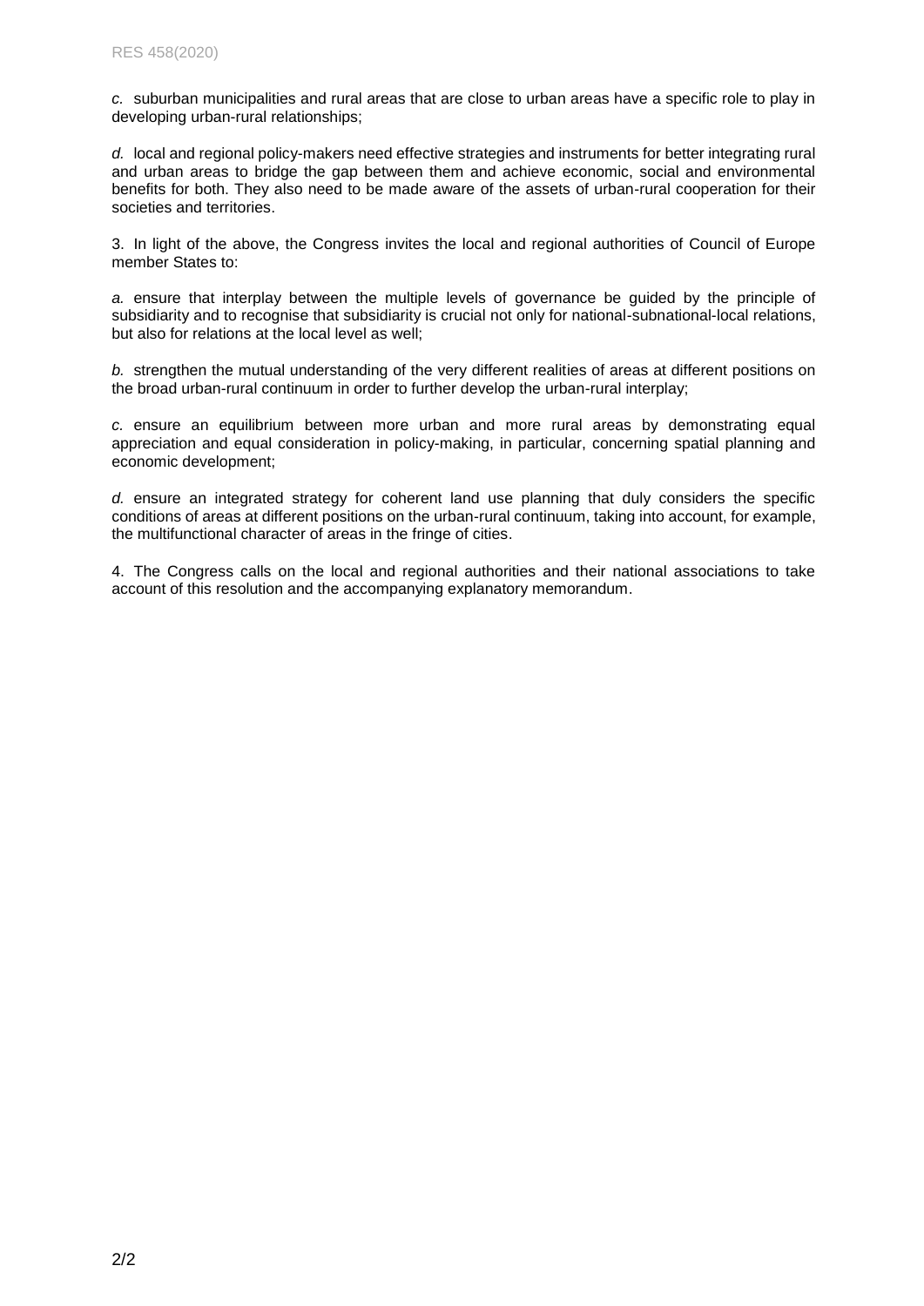*c.* suburban municipalities and rural areas that are close to urban areas have a specific role to play in developing urban-rural relationships;

*d.* local and regional policy-makers need effective strategies and instruments for better integrating rural and urban areas to bridge the gap between them and achieve economic, social and environmental benefits for both. They also need to be made aware of the assets of urban-rural cooperation for their societies and territories.

3. In light of the above, the Congress invites the local and regional authorities of Council of Europe member States to:

*a.* ensure that interplay between the multiple levels of governance be guided by the principle of subsidiarity and to recognise that subsidiarity is crucial not only for national-subnational-local relations, but also for relations at the local level as well;

*b.* strengthen the mutual understanding of the very different realities of areas at different positions on the broad urban-rural continuum in order to further develop the urban-rural interplay;

*c.* ensure an equilibrium between more urban and more rural areas by demonstrating equal appreciation and equal consideration in policy-making, in particular, concerning spatial planning and economic development;

*d.* ensure an integrated strategy for coherent land use planning that duly considers the specific conditions of areas at different positions on the urban-rural continuum, taking into account, for example, the multifunctional character of areas in the fringe of cities.

4. The Congress calls on the local and regional authorities and their national associations to take account of this resolution and the accompanying explanatory memorandum.